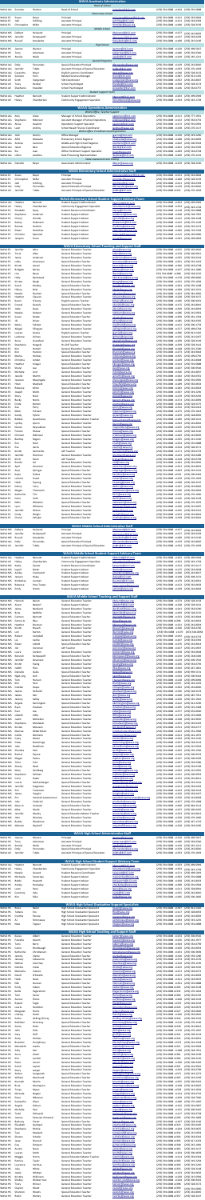# WAVA Academic Administration

# WAVA Operations Administration

# WAVA Elementary School Administrative Staff

# WAVA Elementary School Student Support Advisory Team

# WAVA Elementary School Teaching and Support Staff

# WAVA Middle School Administrative Staff

# WAVA Middle School Student Support Advisory Team

# WAVA Middle School Teaching and Support Staff

# WAVA High School Administrative Staff

# WAVA High School Student Support Advisory Team

# WAVA High School Teaching and Support Staff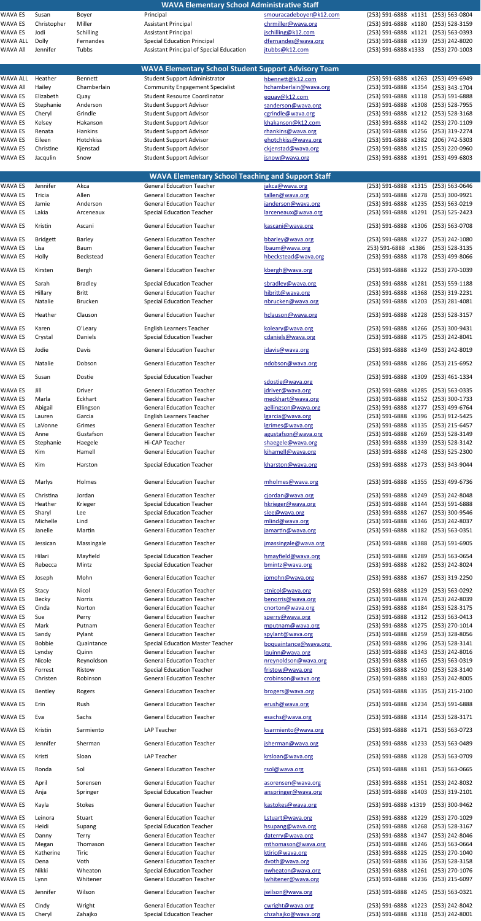## WAVA Elementary School Administrative Staff

| | | | | | | |
|---|---|---|---|---|---|---|
| WAVA ES | Susan | Boyer | Principal | smouracadeboyer@k12.com | (253) 591-6888 x1131 | (253) 563-0804 |
| WAVA ES | Christopher | Miller | Assistant Principal | chrmiller@wava.org | (253) 591-6888 x1180 | (253) 528-3159 |
| WAVA ES | Jodi | Schilling | Assistant Principal | jschilling@k12.com | (253) 591-6888 x1121 | (253) 563-0393 |
| WAVA ALL | Dolly | Fernandes | Special Education Principal | dfernandes@wava.org | (253) 591-6888 x1139 | (253) 242-8020 |
| WAVA All | Jennifer | Tubbs | Assistant Principal of Special Education | jtubbs@k12.com | (253) 591-6888 x1333 | (253) 270-1003 |

## WAVA Elementary School Student Support Advisory Team

| | | | | | | |
|---|---|---|---|---|---|---|
| WAVA ALL | Heather | Bennett | Student Support Administrator | hbennett@k12.com | (253) 591-6888 x1263 | (253) 499-6949 |
| WAVA All | Hailey | Chamberlain | Community Engagement Specialist | hchamberlain@wava.org | (253) 591-6888 x1354 | (253) 343-1704 |
| WAVA ES | Elizabeth | Quay | Student Resource Coordinator | equay@k12.com | (253) 591-6888 x1118 | (253) 591-6888 |
| WAVA ES | Stephanie | Anderson | Student Support Advisor | sanderson@wava.org | (253) 591-6888 x1308 | (253) 528-7955 |
| WAVA ES | Cheryl | Grindle | Student Support Advisor | cgrindle@wava.org | (253) 591-6888 x1212 | (253) 528-3168 |
| WAVA ES | Kelsey | Hakanson | Student Support Advisor | khakanson@k12.com | (253) 591-6888 x1142 | (253) 270-1109 |
| WAVA ES | Renata | Hankins | Student Support Advisor | rhankins@wava.org | (253) 591-6888 x1256 | (253) 319-2274 |
| WAVA ES | Eileen | Hotchkiss | Student Support Advisor | ehotchkiss@wava.org | (253) 591-6888 x1382 | (206) 742-5303 |
| WAVA ES | Christine | Kjenstad | Student Support Advisor | ckjenstad@wava.org | (253) 591-6888 x1215 | (253) 220-0960 |
| WAVA ES | Jacqulin | Snow | Student Support Advisor | jsnow@wava.org | (253) 591-6888 x1391 | (253) 499-6803 |

## WAVA Elementary School Teaching and Support Staff

| | | | | | | |
|---|---|---|---|---|---|---|
| WAVA ES | Jennifer | Akca | General Education Teacher | jakca@wava.org | (253) 591-6888 x1315 | (253) 563-0646 |
| WAVA ES | Tricia | Allen | General Education Teacher | tallen@wava.org | (253) 591-6888 x1278 | (253) 300-9921 |
| WAVA ES | Jamie | Anderson | General Education Teacher | janderson@wava.org | (253) 591-6888 x1235 | (253) 563-0219 |
| WAVA ES | Lakia | Arceneaux | Special Education Teacher | larceneaux@wava.org | (253) 591-6888 x1291 | (253) 525-2423 |
| WAVA ES | Kristin | Ascani | General Education Teacher | kascani@wava.org | (253) 591-6888 x1306 | (253) 563-0708 |
| WAVA ES | Bridgett | Barley | General Education Teacher | bbarley@wava.org | (253) 591-6888 x1227 | (253) 242-1080 |
| WAVA ES | Lisa | Baum | General Education Teacher | lbaum@wava.org | 253) 591-6888 x1386 | (253) 528-3135 |
| WAVA ES | Holly | Beckstead | General Education Teacher | hbeckstead@wava.org | (253) 591-6888 x1178 | (253) 499-8066 |
| WAVA ES | Kirsten | Bergh | General Education Teacher | kbergh@wava.org | (253) 591-6888 x1322 | (253) 270-1039 |
| WAVA ES | Sarah | Bradley | Special Education Teacher | sbradley@wava.org | (253) 591-6888 x1281 | (253) 559-1188 |
| WAVA ES | Hillary | Britt | General Education Teacher | hibritt@wava.org | (253) 591-6888 x1368 | (253) 319-2231 |
| WAVA ES | Natalie | Brucken | Special Education Teacher | nbrucken@wava.org | (253) 591-6888 x1203 | (253) 281-4081 |
| WAVA ES | Heather | Clauson | General Education Teacher | hclauson@wava.org | (253) 591-6888 x1228 | (253) 528-3157 |
| WAVA ES | Karen | O'Leary | English Learners Teacher | koleary@wava.org | (253) 591-6888 x1266 | (253) 300-9431 |
| WAVA ES | Crystal | Daniels | Special Education Teacher | cdaniels@wava.org | (253) 591-6888 x1175 | (253) 242-8041 |
| WAVA ES | Jodie | Davis | General Education Teacher | jdavis@wava.org | (253) 591-6888 x1349 | (253) 242-8019 |
| WAVA ES | Natalie | Dobson | General Education Teacher | ndobson@wava.org | (253) 591-6888 x1286 | (253) 215-6952 |
| WAVA ES | Susan | Dostie | Special Education Teacher | sdostie@wava.org | (253) 591-6888 x1309 | (253) 461-1334 |
| WAVA ES | Jill | Driver | General Education Teacher | jdriver@wava.org | (253) 591-6888 x1285 | (253) 563-0335 |
| WAVA ES | Marla | Eckhart | General Education Teacher | meckhart@wava.org | (253) 591-6888 x1152 | (253) 300-1733 |
| WAVA ES | Abigail | Ellingson | General Education Teacher | aellingson@wava.org | (253) 591-6888 x1277 | (253) 499-6764 |
| WAVA ES | Lauren | Garcia | English Learners Teacher | lgarcia@wava.org | (253) 591-6888 x1396 | (253) 912-5425 |
| WAVA ES | LaVonne | Grimes | General Education Teacher | lgrimes@wava.org | (253) 591-6888 x1135 | (253) 215-6457 |
| WAVA ES | Anne | Gustafson | General Education Teacher | agustafson@wava.org | (253) 591-6888 x1269 | (253) 528-3149 |
| WAVA ES | Stephanie | Haegele | Hi-CAP Teacher | shaegele@wava.org | (253) 591-6888 x1339 | (253) 528-3142 |
| WAVA ES | Kim | Hamell | General Education Teacher | kihamell@wava.org | (253) 591-6888 x1248 | (253) 525-2300 |
| WAVA ES | Kim | Harston | Special Education Teacher | kharston@wava.org | (253) 591-6888 x1273 | (253) 343-9044 |
| WAVA ES | Marlys | Holmes | General Education Teacher | mholmes@wava.org | (253) 591-6888 x1355 | (253) 499-6736 |
| WAVA ES | Christina | Jordan | General Education Teacher | cjordan@wava.org | (253) 591-6888 x1249 | (253) 242-8048 |
| WAVA ES | Heather | Krieger | Special Education Teacher | hkrieger@wava.org | (253) 591-6888 x1144 | (253) 591-6888 |
| WAVA ES | Sharyl | Lee | Special Education Teacher | slee@wava.org | (253) 591-6888 x1267 | (253) 300-9546 |
| WAVA ES | Michelle | Lind | General Education Teacher | mlind@wava.org | (253) 591-6888 x1346 | (253) 242-8037 |
| WAVA ES | Janelle | Martin | General Education Teacher | jamartin@wava.org | (253) 591-6888 x1182 | (253) 563-0351 |
| WAVA ES | Jessican | Massingale | General Education Teacher | jmassingale@wava.org | (253) 591-6888 x1388 | (253) 591-6905 |
| WAVA ES | Hilari | Mayfield | Special Education Teacher | hmayfield@wava.org | (253) 591-6888 x1289 | (253) 563-0654 |
| WAVA ES | Rebecca | Mintz | Special Education Teacher | bmintz@wava.org | (253) 591-6888 x1282 | (253) 242-8024 |
| WAVA ES | Joseph | Mohn | General Education Teacher | jomohn@wava.org | (253) 591-6888 x1367 | (253) 319-2250 |
| WAVA ES | Stacy | Nicol | General Education Teacher | stnicol@wava.org | (253) 591-6888 x1129 | (253) 563-0292 |
| WAVA ES | Becky | Norris | General Education Teacher | benorris@wava.org | (253) 591-6888 x1174 | (253) 242-8039 |
| WAVA ES | Cinda | Norton | General Education Teacher | cnorton@wava.org | (253) 591-6888 x1184 | (253) 528-3175 |
| WAVA ES | Sue | Perry | General Education Teacher | sperry@wava.org | (253) 591-6888 x1312 | (253) 563-0413 |
| WAVA ES | Mark | Putnam | General Education Teacher | mputnam@wava.org | (253) 591-6888 x1275 | (253) 270-1014 |
| WAVA ES | Sandy | Pylant | General Education Teacher | spylant@wava.org | (253) 591-6888 x1259 | (253) 328-8056 |
| WAVA ES | Bobbie | Quaintance | Special Education Master Teacher | boquaintance@wava.org | (253) 591-6888 x1296 | (253) 528-3141 |
| WAVA ES | Lyndsy | Quinn | General Education Teacher | lquinn@wava.org | (253) 591-6888 x1343 | (253) 242-8016 |
| WAVA ES | Nicole | Reynoldson | General Education Teacher | nreynoldson@wava.org | (253) 591-6888 x1165 | (253) 563-0319 |
| WAVA ES | Forrest | Ristow | Special Education Teacher | fristow@wava.org | (253) 591-6888 x1250 | (253) 528-3140 |
| WAVA ES | Christen | Robinson | General Education Teacher | crobinson@wava.org | (253) 591-6888 x1183 | (253) 242-8005 |
| WAVA ES | Bentley | Rogers | General Education Teacher | brogers@wava.org | (253) 591-6888 x1335 | (253) 215-2100 |
| WAVA ES | Erin | Rush | General Education Teacher | erush@wava.org | (253) 591-6888 x1234 | (253) 591-6888 |
| WAVA ES | Eva | Sachs | General Education Teacher | esachs@wava.org | (253) 591-6888 x1314 | (253) 528-3171 |
| WAVA ES | Kristin | Sarmiento | LAP Teacher | ksarmiento@wava.org | (253) 591-6888 x1171 | (253) 563-0723 |
| WAVA ES | Jennifer | Sherman | General Education Teacher | jsherman@wava.org | (253) 591-6888 x1233 | (253) 563-0489 |
| WAVA ES | Kristi | Sloan | LAP Teacher | krsloan@wava.org | (253) 591-6888 x1128 | (253) 563-0709 |
| WAVA ES | Ronda | Sol | General Education Teacher | rsol@wava.org | (253) 591-6888 x1181 | (253) 563-0665 |
| WAVA ES | April | Sorensen | General Education Teacher | asorensen@wava.org | (253) 591-6888 x1351 | (253) 242-8032 |
| WAVA ES | Anja | Springer | Special Education Teacher | anspringer@wava.org | (253) 591-6888 x1403 | (253) 319-2101 |
| WAVA ES | Kayla | Stokes | General Education Teacher | kastokes@wava.org | (253) 591-6888 x1319 | (253) 300-9462 |
| WAVA ES | Leinora | Stuart | General Education Teacher | Lstuart@wava.org | (253) 591-6888 x1229 | (253) 270-1029 |
| WAVA ES | Heidi | Supang | Special Education Teacher | hsupang@wava.org | (253) 591-6888 x1268 | (253) 528-3167 |
| WAVA ES | Danny | Terry | General Education Teacher | daterry@wava.org | (253) 591-6888 x1347 | (253) 242-8046 |
| WAVA ES | Megan | Thomason | General Education Teacher | mthomason@wava.org | (253) 591-6888 x1246 | (253) 563-0664 |
| WAVA ES | Katherine | Tiric | General Education Teacher | ktiric@wava.org | (253) 591-6888 x1225 | (253) 270-1040 |
| WAVA ES | Dena | Voth | General Education Teacher | dvoth@wava.org | (253) 591-6888 x1136 | (253) 528-3158 |
| WAVA ES | Nikki | Wheaton | Special Education Teacher | nwheaton@wava.org | (253) 591-6888 x1261 | (253) 270-1076 |
| WAVA ES | Lynn | Whitener | General Education Teacher | lwhitener@wava.org | (253) 591-6888 x1236 | (253) 215-6097 |
| WAVA ES | Jennifer | Wilson | General Education Teacher | jwilson@wava.org | (253) 591-6888 x1245 | (253) 563-0321 |
| WAVA ES | Cindy | Wright | General Education Teacher | cwright@wava.org | (253) 591-6888 x1223 | (253) 242-8042 |
| WAVA ES | Cheryl | Zahajko | Special Education Teacher | chzahajko@wava.org | (253) 591-6888 x1318 | (253) 242-8001 |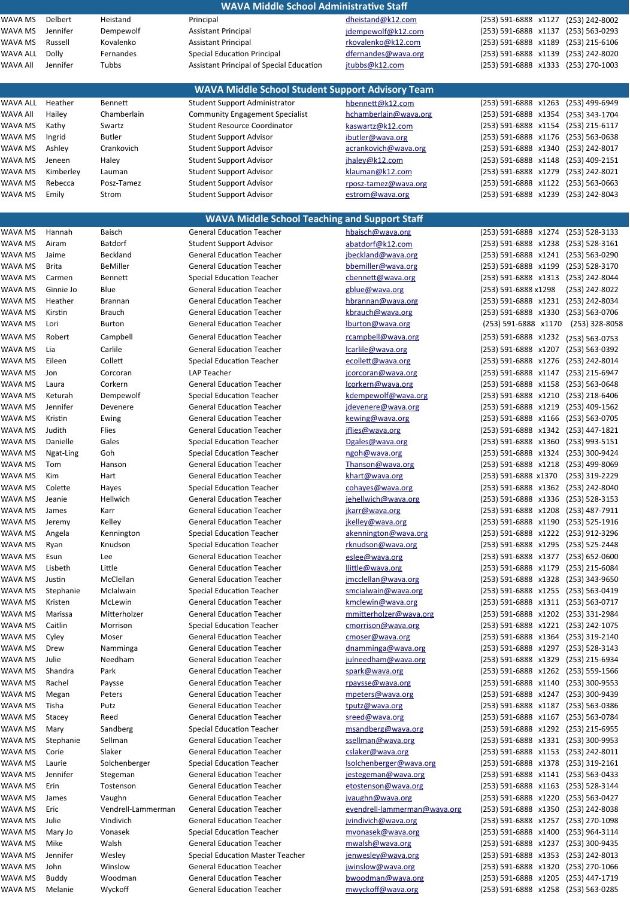## WAVA Middle School Administrative Staff

| | | | | | | |
|---|---|---|---|---|---|---|
| WAVA MS | Delbert | Heistand | Principal | dheistand@k12.com | (253) 591-6888 x1127 | (253) 242-8002 |
| WAVA MS | Jennifer | Dempewolf | Assistant Principal | jdempewolf@k12.com | (253) 591-6888 x1137 | (253) 563-0293 |
| WAVA MS | Russell | Kovalenko | Assistant Principal | rkovalenko@k12.com | (253) 591-6888 x1189 | (253) 215-6106 |
| WAVA ALL | Dolly | Fernandes | Special Education Principal | dfernandes@wava.org | (253) 591-6888 x1139 | (253) 242-8020 |
| WAVA All | Jennifer | Tubbs | Assistant Principal of Special Education | jtubbs@k12.com | (253) 591-6888 x1333 | (253) 270-1003 |

## WAVA Middle School Student Support Advisory Team

| | | | | | | |
|---|---|---|---|---|---|---|
| WAVA ALL | Heather | Bennett | Student Support Administrator | hbennett@k12.com | (253) 591-6888 x1263 | (253) 499-6949 |
| WAVA All | Hailey | Chamberlain | Community Engagement Specialist | hchamberlain@wava.org | (253) 591-6888 x1354 | (253) 343-1704 |
| WAVA MS | Kathy | Swartz | Student Resource Coordinator | kaswartz@k12.com | (253) 591-6888 x1154 | (253) 215-6117 |
| WAVA MS | Ingrid | Butler | Student Support Advisor | ibutler@wava.org | (253) 591-6888 x1176 | (253) 563-0638 |
| WAVA MS | Ashley | Crankovich | Student Support Advisor | acrankovich@wava.org | (253) 591-6888 x1340 | (253) 242-8017 |
| WAVA MS | Jeneen | Haley | Student Support Advisor | jhaley@k12.com | (253) 591-6888 x1148 | (253) 409-2151 |
| WAVA MS | Kimberley | Lauman | Student Support Advisor | klauman@k12.com | (253) 591-6888 x1279 | (253) 242-8021 |
| WAVA MS | Rebecca | Posz-Tamez | Student Support Advisor | rposz-tamez@wava.org | (253) 591-6888 x1122 | (253) 563-0663 |
| WAVA MS | Emily | Strom | Student Support Advisor | estrom@wava.org | (253) 591-6888 x1239 | (253) 242-8043 |

## WAVA Middle School Teaching and Support Staff

| | | | | | | |
|---|---|---|---|---|---|---|
| WAVA MS | Hannah | Baisch | General Education Teacher | hbaisch@wava.org | (253) 591-6888 x1274 | (253) 528-3133 |
| WAVA MS | Airam | Batdorf | Student Support Advisor | abatdorf@k12.com | (253) 591-6888 x1238 | (253) 528-3161 |
| WAVA MS | Jaime | Beckland | General Education Teacher | jbeckland@wava.org | (253) 591-6888 x1241 | (253) 563-0290 |
| WAVA MS | Brita | BeMiller | General Education Teacher | bbemiller@wava.org | (253) 591-6888 x1199 | (253) 528-3170 |
| WAVA MS | Carmen | Bennett | Special Education Teacher | cbennett@wava.org | (253) 591-6888 x1313 | (253) 242-8044 |
| WAVA MS | Ginnie Jo | Blue | General Education Teacher | gblue@wava.org | (253) 591-6888 x1298 | (253) 242-8022 |
| WAVA MS | Heather | Brannan | General Education Teacher | hbrannan@wava.org | (253) 591-6888 x1231 | (253) 242-8034 |
| WAVA MS | Kirstin | Brauch | General Education Teacher | kbrauch@wava.org | (253) 591-6888 x1330 | (253) 563-0706 |
| WAVA MS | Lori | Burton | General Education Teacher | lburton@wava.org | (253) 591-6888 x1170 | (253) 328-8058 |
| WAVA MS | Robert | Campbell | General Education Teacher | rcampbell@wava.org | (253) 591-6888 x1232 | (253) 563-0753 |
| WAVA MS | Lia | Carlile | General Education Teacher | lcarlile@wava.org | (253) 591-6888 x1207 | (253) 563-0392 |
| WAVA MS | Eileen | Collett | Special Education Teacher | ecollett@wava.org | (253) 591-6888 x1276 | (253) 242-8014 |
| WAVA MS | Jon | Corcoran | LAP Teacher | jcorcoran@wava.org | (253) 591-6888 x1147 | (253) 215-6947 |
| WAVA MS | Laura | Corkern | General Education Teacher | lcorkern@wava.org | (253) 591-6888 x1158 | (253) 563-0648 |
| WAVA MS | Keturah | Dempewolf | Special Education Teacher | kdempewolf@wava.org | (253) 591-6888 x1210 | (253) 218-6406 |
| WAVA MS | Jennifer | Devenere | General Education Teacher | jdevenere@wava.org | (253) 591-6888 x1219 | (253) 409-1562 |
| WAVA MS | Kristin | Ewing | General Education Teacher | kewing@wava.org | (253) 591-6888 x1166 | (253) 563-0705 |
| WAVA MS | Judith | Flies | General Education Teacher | jflies@wava.org | (253) 591-6888 x1342 | (253) 447-1821 |
| WAVA MS | Danielle | Gales | Special Education Teacher | Dgales@wava.org | (253) 591-6888 x1360 | (253) 993-5151 |
| WAVA MS | Ngat-Ling | Goh | Special Education Teacher | ngoh@wava.org | (253) 591-6888 x1324 | (253) 300-9424 |
| WAVA MS | Tom | Hanson | General Education Teacher | Thanson@wava.org | (253) 591-6888 x1218 | (253) 499-8069 |
| WAVA MS | Kim | Hart | General Education Teacher | khart@wava.org | (253) 591-6888 x1370 | (253) 319-2229 |
| WAVA MS | Colette | Hayes | Special Education Teacher | cohayes@wava.org | (253) 591-6888 x1362 | (253) 242-8040 |
| WAVA MS | Jeanie | Hellwich | General Education Teacher | jehellwich@wava.org | (253) 591-6888 x1336 | (253) 528-3153 |
| WAVA MS | James | Karr | General Education Teacher | jkarr@wava.org | (253) 591-6888 x1208 | (253) 487-7911 |
| WAVA MS | Jeremy | Kelley | General Education Teacher | jkelley@wava.org | (253) 591-6888 x1190 | (253) 525-1916 |
| WAVA MS | Angela | Kennington | Special Education Teacher | akennington@wava.org | (253) 591-6888 x1222 | (253) 912-3296 |
| WAVA MS | Ryan | Knudson | Special Education Teacher | rknudson@wava.org | (253) 591-6888 x1295 | (253) 525-2448 |
| WAVA MS | Esun | Lee | General Education Teacher | eslee@wava.org | (253) 591-6888 x1377 | (253) 652-0600 |
| WAVA MS | Lisbeth | Little | General Education Teacher | llittle@wava.org | (253) 591-6888 x1179 | (253) 215-6084 |
| WAVA MS | Justin | McClellan | General Education Teacher | jmcclellan@wava.org | (253) 591-6888 x1328 | (253) 343-9650 |
| WAVA MS | Stephanie | Mclalwain | Special Education Teacher | smcialwain@wava.org | (253) 591-6888 x1255 | (253) 563-0419 |
| WAVA MS | Kristen | McLewin | General Education Teacher | kmclewin@wava.org | (253) 591-6888 x1311 | (253) 563-0717 |
| WAVA MS | Marissa | Mitterholzer | General Education Teacher | mmitterholzer@wava.org | (253) 591-6888 x1202 | (253) 331-2984 |
| WAVA MS | Caitlin | Morrison | Special Education Teacher | cmorrison@wava.org | (253) 591-6888 x1221 | (253) 242-1075 |
| WAVA MS | Cyley | Moser | General Education Teacher | cmoser@wava.org | (253) 591-6888 x1364 | (253) 319-2140 |
| WAVA MS | Drew | Namminga | General Education Teacher | dnamminga@wava.org | (253) 591-6888 x1297 | (253) 528-3143 |
| WAVA MS | Julie | Needham | General Education Teacher | julneedham@wava.org | (253) 591-6888 x1329 | (253) 215-6934 |
| WAVA MS | Shandra | Park | General Education Teacher | spark@wava.org | (253) 591-6888 x1262 | (253) 559-1566 |
| WAVA MS | Rachel | Paysse | General Education Teacher | rpaysse@wava.org | (253) 591-6888 x1140 | (253) 300-9553 |
| WAVA MS | Megan | Peters | General Education Teacher | mpeters@wava.org | (253) 591-6888 x1247 | (253) 300-9439 |
| WAVA MS | Tisha | Putz | General Education Teacher | tputz@wava.org | (253) 591-6888 x1187 | (253) 563-0386 |
| WAVA MS | Stacey | Reed | General Education Teacher | sreed@wava.org | (253) 591-6888 x1167 | (253) 563-0784 |
| WAVA MS | Mary | Sandberg | Special Education Teacher | msandberg@wava.org | (253) 591-6888 x1292 | (253) 215-6955 |
| WAVA MS | Stephanie | Sellman | General Education Teacher | ssellman@wava.org | (253) 591-6888 x1331 | (253) 300-9953 |
| WAVA MS | Corie | Slaker | General Education Teacher | cslaker@wava.org | (253) 591-6888 x1153 | (253) 242-8011 |
| WAVA MS | Laurie | Solchenberger | Special Education Teacher | lsolchenberger@wava.org | (253) 591-6888 x1378 | (253) 319-2161 |
| WAVA MS | Jennifer | Stegeman | General Education Teacher | jestegeman@wava.org | (253) 591-6888 x1141 | (253) 563-0433 |
| WAVA MS | Erin | Tostenson | General Education Teacher | etostenson@wava.org | (253) 591-6888 x1163 | (253) 528-3144 |
| WAVA MS | James | Vaughn | General Education Teacher | jvaughn@wava.org | (253) 591-6888 x1220 | (253) 563-0427 |
| WAVA MS | Eric | Vendrell-Lammerman | General Education Teacher | evendrell-lammerman@wava.org | (253) 591-6888 x1350 | (253) 242-8038 |
| WAVA MS | Julie | Vindivich | General Education Teacher | jvindivich@wava.org | (253) 591-6888 x1257 | (253) 270-1098 |
| WAVA MS | Mary Jo | Vonasek | Special Education Teacher | mvonasek@wava.org | (253) 591-6888 x1400 | (253) 964-3114 |
| WAVA MS | Mike | Walsh | General Education Teacher | mwalsh@wava.org | (253) 591-6888 x1237 | (253) 300-9435 |
| WAVA MS | Jennifer | Wesley | Special Education Master Teacher | jenwesley@wava.org | (253) 591-6888 x1353 | (253) 242-8013 |
| WAVA MS | John | Winslow | General Education Teacher | jwinslow@wava.org | (253) 591-6888 x1320 | (253) 270-1066 |
| WAVA MS | Buddy | Woodman | General Education Teacher | bwoodman@wava.org | (253) 591-6888 x1205 | (253) 447-1719 |
| WAVA MS | Melanie | Wyckoff | General Education Teacher | mwyckoff@wava.org | (253) 591-6888 x1258 | (253) 563-0285 |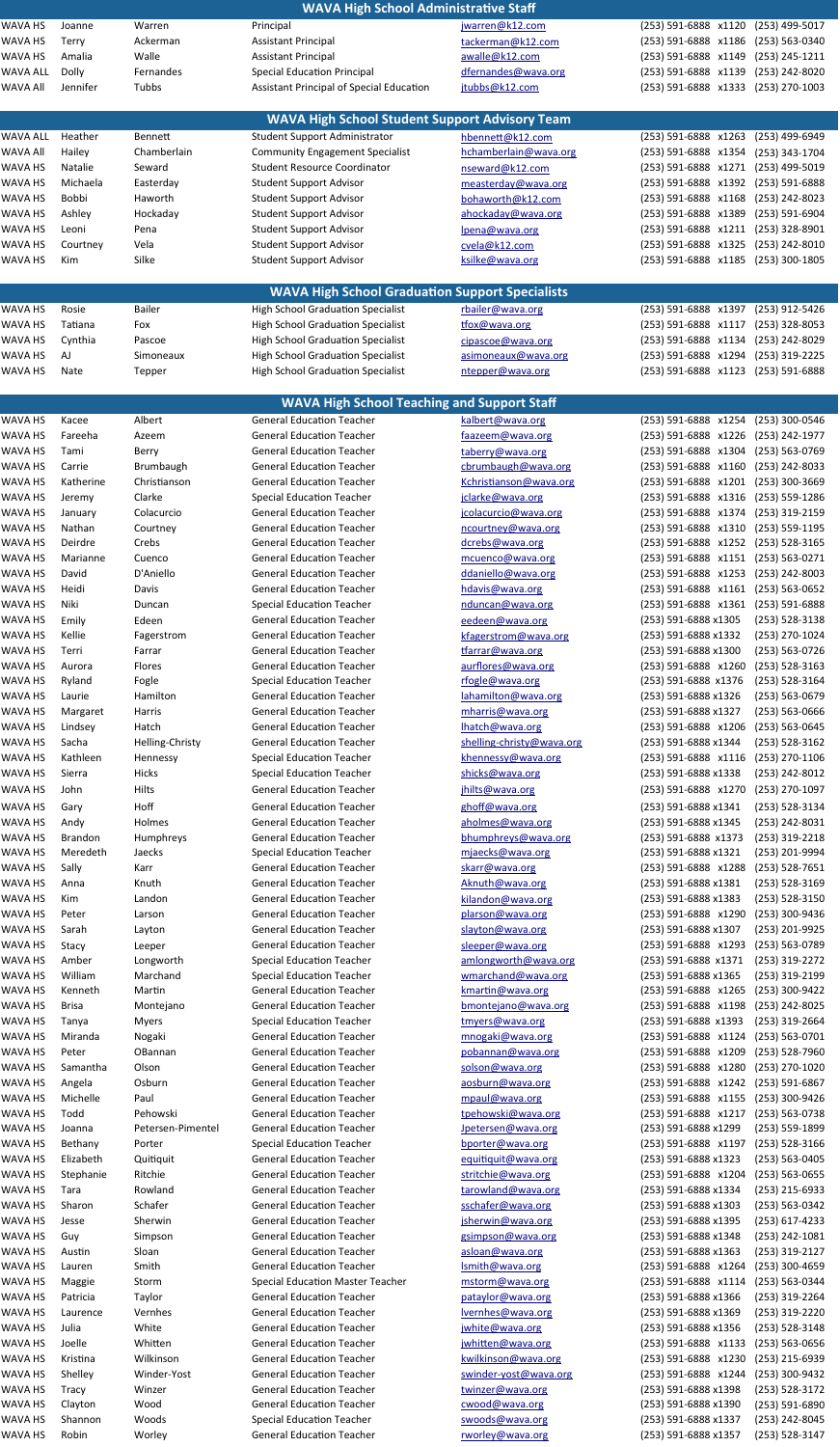## WAVA High School Administrative Staff

| | | | | | | |
|---|---|---|---|---|---|---|
| WAVA HS | Joanne | Warren | Principal | jwarren@k12.com | (253) 591-6888 x1120 | (253) 499-5017 |
| WAVA HS | Terry | Ackerman | Assistant Principal | tackerman@k12.com | (253) 591-6888 x1186 | (253) 563-0340 |
| WAVA HS | Amalia | Walle | Assistant Principal | awalle@k12.com | (253) 591-6888 x1149 | (253) 499-5019 |
| WAVA ALL | Dolly | Fernandes | Special Education Principal | dfernandes@wava.org | (253) 591-6888 x1139 | (253) 242-8020 |
| WAVA All | Jennifer | Tubbs | Assistant Principal of Special Education | jtubbs@k12.com | (253) 591-6888 x1333 | (253) 270-1003 |

## WAVA High School Student Support Advisory Team

| | | | | | | |
|---|---|---|---|---|---|---|
| WAVA ALL | Heather | Bennett | Student Support Administrator | hbennett@k12.com | (253) 591-6888 x1263 | (253) 499-6949 |
| WAVA All | Hailey | Chamberlain | Community Engagement Specialist | hchamberlain@wava.org | (253) 591-6888 x1354 | (253) 343-1704 |
| WAVA HS | Natalie | Seward | Student Resource Coordinator | nseward@k12.com | (253) 591-6888 x1271 | (253) 499-5019 |
| WAVA HS | Michaela | Easterday | Student Support Advisor | measterday@wava.org | (253) 591-6888 x1392 | (253) 591-6888 |
| WAVA HS | Bobbi | Haworth | Student Support Advisor | bohaworth@k12.com | (253) 591-6888 x1168 | (253) 242-8023 |
| WAVA HS | Ashley | Hockaday | Student Support Advisor | ahockaday@wava.org | (253) 591-6888 x1389 | (253) 591-6904 |
| WAVA HS | Leoni | Pena | Student Support Advisor | lpena@wava.org | (253) 591-6888 x1211 | (253) 328-8901 |
| WAVA HS | Courtney | Vela | Student Support Advisor | cvela@k12.com | (253) 591-6888 x1325 | (253) 242-8010 |
| WAVA HS | Kim | Silke | Student Support Advisor | ksilke@wava.org | (253) 591-6888 x1185 | (253) 300-1805 |

## WAVA High School Graduation Support Specialists

| | | | | | | |
|---|---|---|---|---|---|---|
| WAVA HS | Rosie | Bailer | High School Graduation Specialist | rbailer@wava.org | (253) 591-6888 x1397 | (253) 912-5426 |
| WAVA HS | Tatiana | Fox | High School Graduation Specialist | tfox@wava.org | (253) 591-6888 x1117 | (253) 328-8053 |
| WAVA HS | Cynthia | Pascoe | High School Graduation Specialist | cipascoe@wava.org | (253) 591-6888 x1134 | (253) 242-8029 |
| WAVA HS | AJ | Simoneaux | High School Graduation Specialist | asimoneaux@wava.org | (253) 591-6888 x1294 | (253) 319-2225 |
| WAVA HS | Nate | Tepper | High School Graduation Specialist | ntepper@wava.org | (253) 591-6888 x1123 | (253) 591-6888 |

## WAVA High School Teaching and Support Staff

| | | | | | | |
|---|---|---|---|---|---|---|
| WAVA HS | Kacee | Albert | General Education Teacher | kalbert@wava.org | (253) 591-6888 x1254 | (253) 300-0546 |
| WAVA HS | Fareeha | Azeem | General Education Teacher | faazeem@wava.org | (253) 591-6888 x1226 | (253) 242-1977 |
| WAVA HS | Tami | Berry | General Education Teacher | taberry@wava.org | (253) 591-6888 x1304 | (253) 563-0769 |
| WAVA HS | Carrie | Brumbaugh | General Education Teacher | cbrumbaugh@wava.org | (253) 591-6888 x1160 | (253) 242-8033 |
| WAVA HS | Katherine | Christianson | General Education Teacher | Kchristianson@wava.org | (253) 591-6888 x1201 | (253) 300-3669 |
| WAVA HS | Jeremy | Clarke | Special Education Teacher | jclarke@wava.org | (253) 591-6888 x1316 | (253) 559-1286 |
| WAVA HS | January | Colacurcio | General Education Teacher | jcolacurcio@wava.org | (253) 591-6888 x1374 | (253) 319-2159 |
| WAVA HS | Nathan | Courtney | General Education Teacher | ncourtney@wava.org | (253) 591-6888 x1310 | (253) 559-1195 |
| WAVA HS | Deirdre | Crebs | General Education Teacher | dcrebs@wava.org | (253) 591-6888 x1252 | (253) 528-3165 |
| WAVA HS | Marianne | Cuenco | General Education Teacher | mcuenco@wava.org | (253) 591-6888 x1151 | (253) 563-0271 |
| WAVA HS | David | D'Aniello | General Education Teacher | ddaniello@wava.org | (253) 591-6888 x1253 | (253) 242-8003 |
| WAVA HS | Heidi | Davis | General Education Teacher | hdavis@wava.org | (253) 591-6888 x1161 | (253) 563-0652 |
| WAVA HS | Niki | Duncan | Special Education Teacher | nduncan@wava.org | (253) 591-6888 x1361 | (253) 591-6888 |
| WAVA HS | Emily | Edeen | General Education Teacher | eedeen@wava.org | (253) 591-6888 x1305 | (253) 528-3138 |
| WAVA HS | Kellie | Fagerstrom | General Education Teacher | kfagerstrom@wava.org | (253) 591-6888 x1332 | (253) 270-1024 |
| WAVA HS | Terri | Farrar | General Education Teacher | tfarrar@wava.org | (253) 591-6888 x1300 | (253) 563-0726 |
| WAVA HS | Aurora | Flores | General Education Teacher | aurflores@wava.org | (253) 591-6888 x1260 | (253) 528-3163 |
| WAVA HS | Ryland | Fogle | Special Education Teacher | rfogle@wava.org | (253) 591-6888 x1376 | (253) 528-3164 |
| WAVA HS | Laurie | Hamilton | General Education Teacher | lahamilton@wava.org | (253) 591-6888 x1326 | (253) 563-0679 |
| WAVA HS | Margaret | Harris | General Education Teacher | mharris@wava.org | (253) 591-6888 x1327 | (253) 563-0666 |
| WAVA HS | Lindsey | Hatch | General Education Teacher | lhatch@wava.org | (253) 591-6888 x1206 | (253) 563-0645 |
| WAVA HS | Sacha | Helling-Christy | General Education Teacher | shelling-christy@wava.org | (253) 591-6888 x1344 | (253) 528-3162 |
| WAVA HS | Kathleen | Hennessy | Special Education Teacher | khennessy@wava.org | (253) 591-6888 x1116 | (253) 270-1106 |
| WAVA HS | Sierra | Hicks | Special Education Teacher | shicks@wava.org | (253) 591-6888 x1338 | (253) 242-8012 |
| WAVA HS | John | Hilts | General Education Teacher | jhilts@wava.org | (253) 591-6888 x1270 | (253) 270-1097 |
| WAVA HS | Gary | Hoff | General Education Teacher | ghoff@wava.org | (253) 591-6888 x1341 | (253) 528-3134 |
| WAVA HS | Andy | Holmes | General Education Teacher | aholmes@wava.org | (253) 591-6888 x1345 | (253) 242-8031 |
| WAVA HS | Brandon | Humphreys | General Education Teacher | bhumphreys@wava.org | (253) 591-6888 x1373 | (253) 319-2218 |
| WAVA HS | Meredeth | Jaecks | Special Education Teacher | mjaecks@wava.org | (253) 591-6888 x1321 | (253) 201-9994 |
| WAVA HS | Sally | Karr | General Education Teacher | skarr@wava.org | (253) 591-6888 x1288 | (253) 528-7651 |
| WAVA HS | Anna | Knuth | General Education Teacher | Aknuth@wava.org | (253) 591-6888 x1381 | (253) 528-3169 |
| WAVA HS | Kim | Landon | General Education Teacher | kilandon@wava.org | (253) 591-6888 x1383 | (253) 528-3150 |
| WAVA HS | Peter | Larson | General Education Teacher | plarson@wava.org | (253) 591-6888 x1290 | (253) 300-9436 |
| WAVA HS | Sarah | Layton | General Education Teacher | slayton@wava.org | (253) 591-6888 x1307 | (253) 201-9925 |
| WAVA HS | Stacy | Leeper | General Education Teacher | sleeper@wava.org | (253) 591-6888 x1293 | (253) 563-0789 |
| WAVA HS | Amber | Longworth | Special Education Teacher | amlongworth@wava.org | (253) 591-6888 x1371 | (253) 319-2272 |
| WAVA HS | William | Marchand | Special Education Teacher | wmarchand@wava.org | (253) 591-6888 x1365 | (253) 319-2199 |
| WAVA HS | Kenneth | Martin | General Education Teacher | kmartin@wava.org | (253) 591-6888 x1265 | (253) 300-9422 |
| WAVA HS | Brisa | Montejano | General Education Teacher | bmontejano@wava.org | (253) 591-6888 x1198 | (253) 242-8025 |
| WAVA HS | Tanya | Myers | Special Education Teacher | tmyers@wava.org | (253) 591-6888 x1393 | (253) 319-2664 |
| WAVA HS | Miranda | Nogaki | General Education Teacher | mnogaki@wava.org | (253) 591-6888 x1124 | (253) 563-0701 |
| WAVA HS | Peter | OBannan | General Education Teacher | pobannan@wava.org | (253) 591-6888 x1209 | (253) 528-7960 |
| WAVA HS | Samantha | Olson | General Education Teacher | solson@wava.org | (253) 591-6888 x1280 | (253) 270-1020 |
| WAVA HS | Angela | Osburn | General Education Teacher | aosburn@wava.org | (253) 591-6888 x1242 | (253) 591-6867 |
| WAVA HS | Michelle | Paul | General Education Teacher | mpaul@wava.org | (253) 591-6888 x1155 | (253) 300-9426 |
| WAVA HS | Todd | Pehowski | General Education Teacher | tpehowski@wava.org | (253) 591-6888 x1217 | (253) 563-0738 |
| WAVA HS | Joanna | Petersen-Pimentel | General Education Teacher | Jpetersen@wava.org | (253) 591-6888 x1299 | (253) 559-1899 |
| WAVA HS | Bethany | Porter | Special Education Teacher | bporter@wava.org | (253) 591-6888 x1197 | (253) 528-3166 |
| WAVA HS | Elizabeth | Quitiquit | General Education Teacher | equitiquit@wava.org | (253) 591-6888 x1323 | (253) 563-0405 |
| WAVA HS | Stephanie | Ritchie | General Education Teacher | stritchie@wava.org | (253) 591-6888 x1204 | (253) 563-0655 |
| WAVA HS | Tara | Rowland | General Education Teacher | tarowland@wava.org | (253) 591-6888 x1334 | (253) 215-6933 |
| WAVA HS | Sharon | Schafer | General Education Teacher | sschafer@wava.org | (253) 591-6888 x1303 | (253) 563-0342 |
| WAVA HS | Jesse | Sherwin | General Education Teacher | jsherwin@wava.org | (253) 591-6888 x1395 | (253) 617-4233 |
| WAVA HS | Guy | Simpson | General Education Teacher | gsimpson@wava.org | (253) 591-6888 x1348 | (253) 242-1081 |
| WAVA HS | Austin | Sloan | General Education Teacher | asloan@wava.org | (253) 591-6888 x1363 | (253) 319-2127 |
| WAVA HS | Lauren | Smith | General Education Teacher | lsmith@wava.org | (253) 591-6888 x1264 | (253) 300-4659 |
| WAVA HS | Maggie | Storm | Special Education Master Teacher | mstorm@wava.org | (253) 591-6888 x1114 | (253) 563-0344 |
| WAVA HS | Patricia | Taylor | General Education Teacher | pataylor@wava.org | (253) 591-6888 x1366 | (253) 319-2264 |
| WAVA HS | Laurence | Vernhes | General Education Teacher | lvernhes@wava.org | (253) 591-6888 x1369 | (253) 319-2220 |
| WAVA HS | Julia | White | General Education Teacher | jwhite@wava.org | (253) 591-6888 x1356 | (253) 528-3148 |
| WAVA HS | Joelle | Whitten | General Education Teacher | jwhitten@wava.org | (253) 591-6888 x1133 | (253) 563-0656 |
| WAVA HS | Kristina | Wilkinson | General Education Teacher | kwilkinson@wava.org | (253) 591-6888 x1230 | (253) 215-6939 |
| WAVA HS | Shelley | Winder-Yost | General Education Teacher | swinder-yost@wava.org | (253) 591-6888 x1244 | (253) 300-9432 |
| WAVA HS | Tracy | Winzer | General Education Teacher | twinzer@wava.org | (253) 591-6888 x1398 | (253) 528-3172 |
| WAVA HS | Clayton | Wood | General Education Teacher | cwood@wava.org | (253) 591-6888 x1390 | (253) 591-6890 |
| WAVA HS | Shannon | Woods | Special Education Teacher | swoods@wava.org | (253) 591-6888 x1337 | (253) 242-8045 |
| WAVA HS | Robin | Worley | General Education Teacher | rworley@wava.org | (253) 591-6888 x1357 | (253) 528-3147 |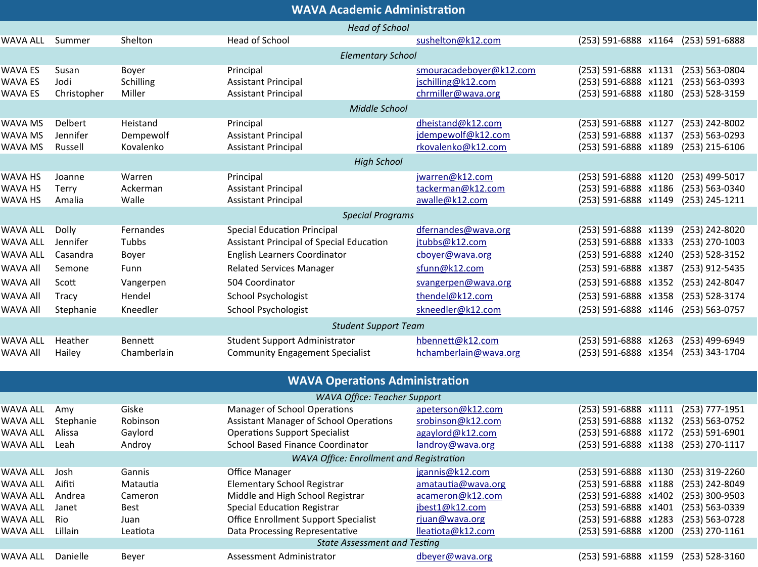# WAVA Academic Administration

| | | | | | | | |
|---|---|---|---|---|---|---|---|
| | | | *Head of School* | | | | |
| WAVA ALL | Summer | Shelton | Head of School | sushelton@k12.com | (253) 591-6888 | x1164 | (253) 591-6888 |
| | | | *Elementary School* | | | | |
| WAVA ES | Susan | Boyer | Principal | smouracadeboyer@k12.com | (253) 591-6888 | x1131 | (253) 563-0804 |
| WAVA ES | Jodi | Schilling | Assistant Principal | jschilling@k12.com | (253) 591-6888 | x1121 | (253) 563-0393 |
| WAVA ES | Christopher | Miller | Assistant Principal | chrmiller@wava.org | (253) 591-6888 | x1180 | (253) 528-3159 |
| | | | *Middle School* | | | | |
| WAVA MS | Delbert | Heistand | Principal | dheistand@k12.com | (253) 591-6888 | x1127 | (253) 242-8002 |
| WAVA MS | Jennifer | Dempewolf | Assistant Principal | jdempewolf@k12.com | (253) 591-6888 | x1137 | (253) 563-0293 |
| WAVA MS | Russell | Kovalenko | Assistant Principal | rkovalenko@k12.com | (253) 591-6888 | x1189 | (253) 215-6106 |
| | | | *High School* | | | | |
| WAVA HS | Joanne | Warren | Principal | jwarren@k12.com | (253) 591-6888 | x1120 | (253) 499-5017 |
| WAVA HS | Terry | Ackerman | Assistant Principal | tackerman@k12.com | (253) 591-6888 | x1186 | (253) 563-0340 |
| WAVA HS | Amalia | Walle | Assistant Principal | awalle@k12.com | (253) 591-6888 | x1149 | (253) 245-1211 |
| | | | *Special Programs* | | | | |
| WAVA ALL | Dolly | Fernandes | Special Education Principal | dfernandes@wava.org | (253) 591-6888 | x1139 | (253) 242-8020 |
| WAVA ALL | Jennifer | Tubbs | Assistant Principal of Special Education | jtubbs@k12.com | (253) 591-6888 | x1333 | (253) 270-1003 |
| WAVA ALL | Casandra | Boyer | English Learners Coordinator | cboyer@wava.org | (253) 591-6888 | x1240 | (253) 528-3152 |
| WAVA All | Semone | Funn | Related Services Manager | sfunn@k12.com | (253) 591-6888 | x1387 | (253) 912-5435 |
| WAVA All | Scott | Vangerpen | 504 Coordinator | svangerpen@wava.org | (253) 591-6888 | x1352 | (253) 242-8047 |
| WAVA All | Tracy | Hendel | School Psychologist | thendel@k12.com | (253) 591-6888 | x1358 | (253) 528-3174 |
| WAVA All | Stephanie | Kneedler | School Psychologist | skneedler@k12.com | (253) 591-6888 | x1146 | (253) 563-0757 |
| | | | *Student Support Team* | | | | |
| WAVA ALL | Heather | Bennett | Student Support Administrator | hbennett@k12.com | (253) 591-6888 | x1263 | (253) 499-6949 |
| WAVA All | Hailey | Chamberlain | Community Engagement Specialist | hchamberlain@wava.org | (253) 591-6888 | x1354 | (253) 343-1704 |

# WAVA Operations Administration

| | | | | | | | |
|---|---|---|---|---|---|---|---|
| | | | *WAVA Office: Teacher Support* | | | | |
| WAVA ALL | Amy | Giske | Manager of School Operations | apeterson@k12.com | (253) 591-6888 | x1111 | (253) 777-1951 |
| WAVA ALL | Stephanie | Robinson | Assistant Manager of School Operations | srobinson@k12.com | (253) 591-6888 | x1132 | (253) 563-0752 |
| WAVA ALL | Alissa | Gaylord | Operations Support Specialist | agaylord@k12.com | (253) 591-6888 | x1172 | (253) 591-6901 |
| WAVA ALL | Leah | Androy | School Based Finance Coordinator | landroy@wava.org | (253) 591-6888 | x1138 | (253) 270-1117 |
| | | | *WAVA Office: Enrollment and Registration* | | | | |
| WAVA ALL | Josh | Gannis | Office Manager | jgannis@k12.com | (253) 591-6888 | x1130 | (253) 319-2260 |
| WAVA ALL | Aifiti | Matautia | Elementary School Registrar | amatautia@wava.org | (253) 591-6888 | x1188 | (253) 242-8049 |
| WAVA ALL | Andrea | Cameron | Middle and High School Registrar | acameron@k12.com | (253) 591-6888 | x1402 | (253) 300-9503 |
| WAVA ALL | Janet | Best | Special Education Registrar | jbest1@k12.com | (253) 591-6888 | x1401 | (253) 563-0339 |
| WAVA ALL | Rio | Juan | Office Enrollment Support Specialist | rjuan@wava.org | (253) 591-6888 | x1283 | (253) 563-0728 |
| WAVA ALL | Lillain | Leatiota | Data Processing Representative | lleatiota@k12.com | (253) 591-6888 | x1200 | (253) 270-1161 |
| | | | *State Assessment and Testing* | | | | |
| WAVA ALL | Danielle | Beyer | Assessment Administrator | dbeyer@wava.org | (253) 591-6888 | x1159 | (253) 528-3160 |